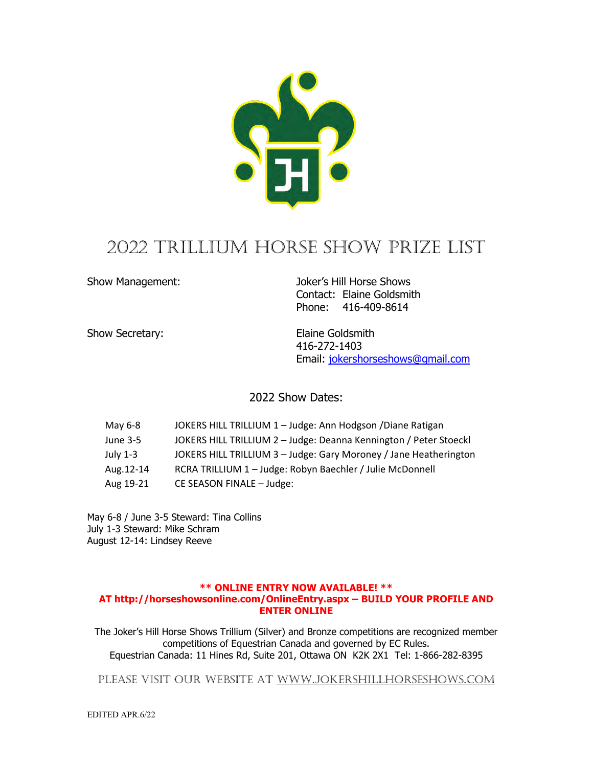# 2022 TRILLIUM HORSE SHOW PRIZE LIST

Show Management: Joker's Hill Horse Shows
Contact: Elaine Goldsmith
Phone: 416-409-8614

Show Secretary: Elaine Goldsmith
416-272-1403
Email: jokershorseshows@gmail.com

## 2022 Show Dates:

| | |
|---|---|
| May 6-8 | JOKERS HILL TRILLIUM 1 – Judge: Ann Hodgson /Diane Ratigan |
| June 3-5 | JOKERS HILL TRILLIUM 2 – Judge: Deanna Kennington / Peter Stoeckl |
| July 1-3 | JOKERS HILL TRILLIUM 3 – Judge: Gary Moroney / Jane Heatherington |
| Aug.12-14 | RCRA TRILLIUM 1 – Judge: Robyn Baechler / Julie McDonnell |
| Aug 19-21 | CE SEASON FINALE – Judge: |

May 6-8 / June 3-5 Steward: Tina Collins
July 1-3 Steward: Mike Schram
August 12-14: Lindsey Reeve

**\*\* ONLINE ENTRY NOW AVAILABLE! \*\***
**AT http://horseshowsonline.com/OnlineEntry.aspx – BUILD YOUR PROFILE AND ENTER ONLINE**

The Joker's Hill Horse Shows Trillium (Silver) and Bronze competitions are recognized member competitions of Equestrian Canada and governed by EC Rules.
Equestrian Canada: 11 Hines Rd, Suite 201, Ottawa ON K2K 2X1 Tel: 1-866-282-8395

PLEASE VISIT OUR WEBSITE AT WWW.JOKERSHILLHORSESHOWS.COM

EDITED APR.6/22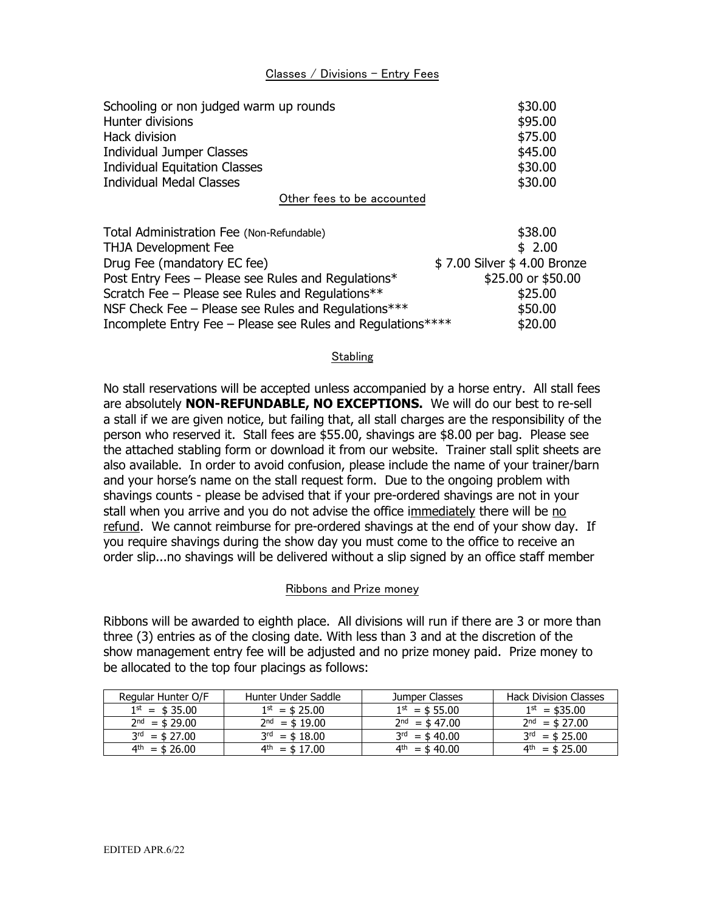## Classes / Divisions – Entry Fees

| | |
|---|---|
| Schooling or non judged warm up rounds | $30.00 |
| Hunter divisions | $95.00 |
| Hack division | $75.00 |
| Individual Jumper Classes | $45.00 |
| Individual Equitation Classes | $30.00 |
| Individual Medal Classes | $30.00 |

## Other fees to be accounted

| | |
|---|---|
| Total Administration Fee (Non-Refundable) | $38.00 |
| THJA Development Fee | $ 2.00 |
| Drug Fee (mandatory EC fee) | $ 7.00 Silver $ 4.00 Bronze |
| Post Entry Fees – Please see Rules and Regulations* | $25.00 or $50.00 |
| Scratch Fee – Please see Rules and Regulations** | $25.00 |
| NSF Check Fee – Please see Rules and Regulations*** | $50.00 |
| Incomplete Entry Fee – Please see Rules and Regulations**** | $20.00 |

## Stabling

No stall reservations will be accepted unless accompanied by a horse entry. All stall fees are absolutely **NON-REFUNDABLE, NO EXCEPTIONS.** We will do our best to re-sell a stall if we are given notice, but failing that, all stall charges are the responsibility of the person who reserved it. Stall fees are $55.00, shavings are $8.00 per bag. Please see the attached stabling form or download it from our website. Trainer stall split sheets are also available. In order to avoid confusion, please include the name of your trainer/barn and your horse's name on the stall request form. Due to the ongoing problem with shavings counts - please be advised that if your pre-ordered shavings are not in your stall when you arrive and you do not advise the office immediately there will be no refund. We cannot reimburse for pre-ordered shavings at the end of your show day. If you require shavings during the show day you must come to the office to receive an order slip...no shavings will be delivered without a slip signed by an office staff member

## Ribbons and Prize money

Ribbons will be awarded to eighth place. All divisions will run if there are 3 or more than three (3) entries as of the closing date. With less than 3 and at the discretion of the show management entry fee will be adjusted and no prize money paid. Prize money to be allocated to the top four placings as follows:

| Regular Hunter O/F | Hunter Under Saddle | Jumper Classes | Hack Division Classes |
|---|---|---|---|
| 1st = $ 35.00 | 1st = $ 25.00 | 1st = $ 55.00 | 1st = $35.00 |
| 2nd = $ 29.00 | 2nd = $ 19.00 | 2nd = $ 47.00 | 2nd = $ 27.00 |
| 3rd = $ 27.00 | 3rd = $ 18.00 | 3rd = $ 40.00 | 3rd = $ 25.00 |
| 4th = $ 26.00 | 4th = $ 17.00 | 4th = $ 40.00 | 4th = $ 25.00 |

EDITED APR.6/22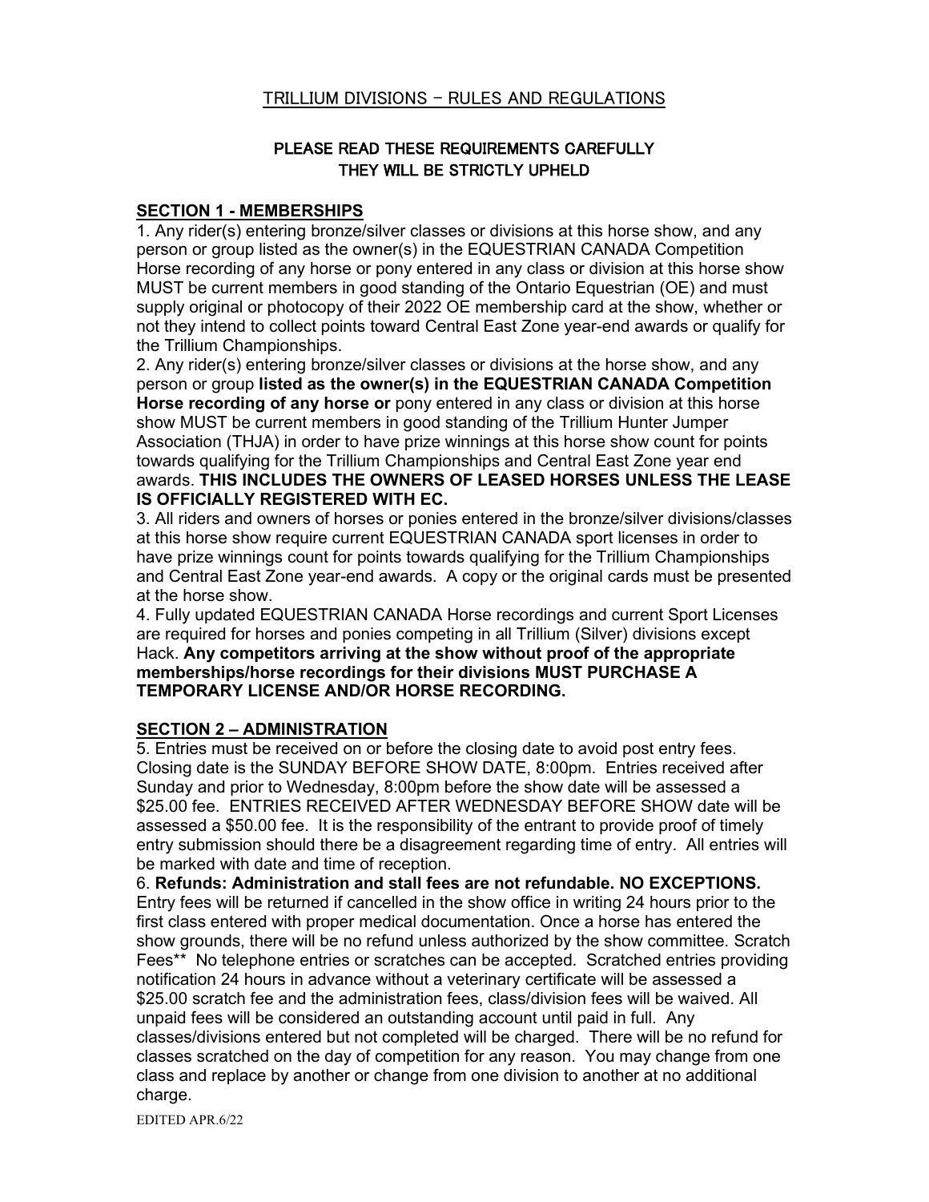## TRILLIUM DIVISIONS – RULES AND REGULATIONS

### PLEASE READ THESE REQUIREMENTS CAREFULLY
### THEY WILL BE STRICTLY UPHELD

**SECTION 1 - MEMBERSHIPS**

1. Any rider(s) entering bronze/silver classes or divisions at this horse show, and any person or group listed as the owner(s) in the EQUESTRIAN CANADA Competition Horse recording of any horse or pony entered in any class or division at this horse show MUST be current members in good standing of the Ontario Equestrian (OE) and must supply original or photocopy of their 2022 OE membership card at the show, whether or not they intend to collect points toward Central East Zone year-end awards or qualify for the Trillium Championships.

2. Any rider(s) entering bronze/silver classes or divisions at the horse show, and any person or group **listed as the owner(s) in the EQUESTRIAN CANADA Competition Horse recording of any horse or** pony entered in any class or division at this horse show MUST be current members in good standing of the Trillium Hunter Jumper Association (THJA) in order to have prize winnings at this horse show count for points towards qualifying for the Trillium Championships and Central East Zone year end awards. **THIS INCLUDES THE OWNERS OF LEASED HORSES UNLESS THE LEASE IS OFFICIALLY REGISTERED WITH EC.**

3. All riders and owners of horses or ponies entered in the bronze/silver divisions/classes at this horse show require current EQUESTRIAN CANADA sport licenses in order to have prize winnings count for points towards qualifying for the Trillium Championships and Central East Zone year-end awards. A copy or the original cards must be presented at the horse show.

4. Fully updated EQUESTRIAN CANADA Horse recordings and current Sport Licenses are required for horses and ponies competing in all Trillium (Silver) divisions except Hack. **Any competitors arriving at the show without proof of the appropriate memberships/horse recordings for their divisions MUST PURCHASE A TEMPORARY LICENSE AND/OR HORSE RECORDING.**

**SECTION 2 – ADMINISTRATION**

5. Entries must be received on or before the closing date to avoid post entry fees. Closing date is the SUNDAY BEFORE SHOW DATE, 8:00pm. Entries received after Sunday and prior to Wednesday, 8:00pm before the show date will be assessed a $25.00 fee. ENTRIES RECEIVED AFTER WEDNESDAY BEFORE SHOW date will be assessed a $50.00 fee. It is the responsibility of the entrant to provide proof of timely entry submission should there be a disagreement regarding time of entry. All entries will be marked with date and time of reception.

6. **Refunds: Administration and stall fees are not refundable. NO EXCEPTIONS.** Entry fees will be returned if cancelled in the show office in writing 24 hours prior to the first class entered with proper medical documentation. Once a horse has entered the show grounds, there will be no refund unless authorized by the show committee. Scratch Fees** No telephone entries or scratches can be accepted. Scratched entries providing notification 24 hours in advance without a veterinary certificate will be assessed a $25.00 scratch fee and the administration fees, class/division fees will be waived. All unpaid fees will be considered an outstanding account until paid in full. Any classes/divisions entered but not completed will be charged. There will be no refund for classes scratched on the day of competition for any reason. You may change from one class and replace by another or change from one division to another at no additional charge.

EDITED APR.6/22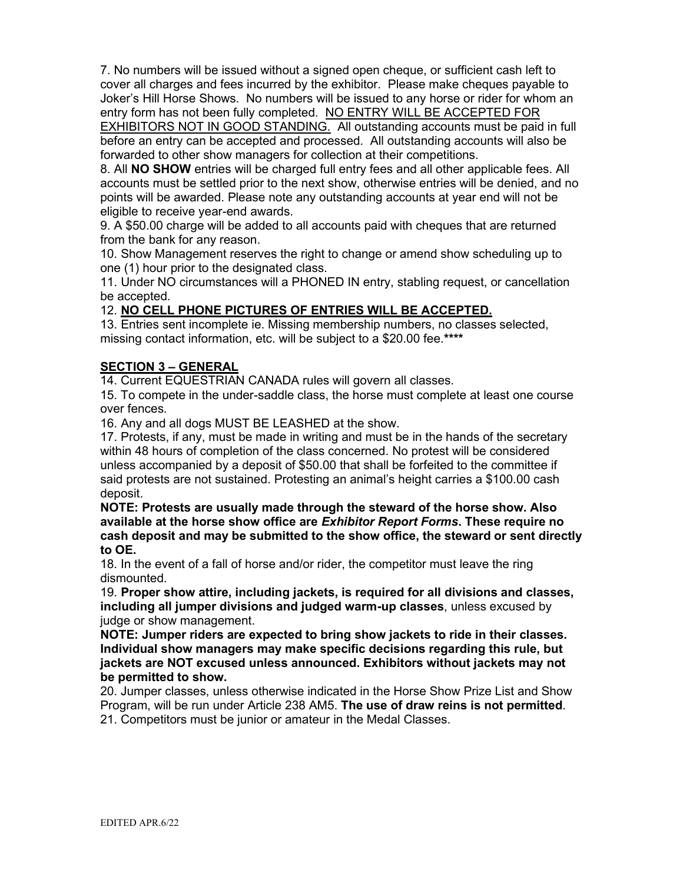7. No numbers will be issued without a signed open cheque, or sufficient cash left to cover all charges and fees incurred by the exhibitor. Please make cheques payable to Joker's Hill Horse Shows. No numbers will be issued to any horse or rider for whom an entry form has not been fully completed. <u>NO ENTRY WILL BE ACCEPTED FOR EXHIBITORS NOT IN GOOD STANDING.</u> All outstanding accounts must be paid in full before an entry can be accepted and processed. All outstanding accounts will also be forwarded to other show managers for collection at their competitions.

8. All **NO SHOW** entries will be charged full entry fees and all other applicable fees. All accounts must be settled prior to the next show, otherwise entries will be denied, and no points will be awarded. Please note any outstanding accounts at year end will not be eligible to receive year-end awards.

9. A $50.00 charge will be added to all accounts paid with cheques that are returned from the bank for any reason.

10. Show Management reserves the right to change or amend show scheduling up to one (1) hour prior to the designated class.

11. Under NO circumstances will a PHONED IN entry, stabling request, or cancellation be accepted.

12. **<u>NO CELL PHONE PICTURES OF ENTRIES WILL BE ACCEPTED.</u>**

13. Entries sent incomplete ie. Missing membership numbers, no classes selected, missing contact information, etc. will be subject to a $20.00 fee.****

## <u>SECTION 3 – GENERAL</u>

14. Current EQUESTRIAN CANADA rules will govern all classes.

15. To compete in the under-saddle class, the horse must complete at least one course over fences.

16. Any and all dogs MUST BE LEASHED at the show.

17. Protests, if any, must be made in writing and must be in the hands of the secretary within 48 hours of completion of the class concerned. No protest will be considered unless accompanied by a deposit of $50.00 that shall be forfeited to the committee if said protests are not sustained. Protesting an animal's height carries a $100.00 cash deposit.

**NOTE: Protests are usually made through the steward of the horse show. Also available at the horse show office are *Exhibitor Report Forms*. These require no cash deposit and may be submitted to the show office, the steward or sent directly to OE.**

18. In the event of a fall of horse and/or rider, the competitor must leave the ring dismounted.

19. **Proper show attire, including jackets, is required for all divisions and classes, including all jumper divisions and judged warm-up classes**, unless excused by judge or show management.

**NOTE: Jumper riders are expected to bring show jackets to ride in their classes. Individual show managers may make specific decisions regarding this rule, but jackets are NOT excused unless announced. Exhibitors without jackets may not be permitted to show.**

20. Jumper classes, unless otherwise indicated in the Horse Show Prize List and Show Program, will be run under Article 238 AM5. **The use of draw reins is not permitted**.

21. Competitors must be junior or amateur in the Medal Classes.

EDITED APR.6/22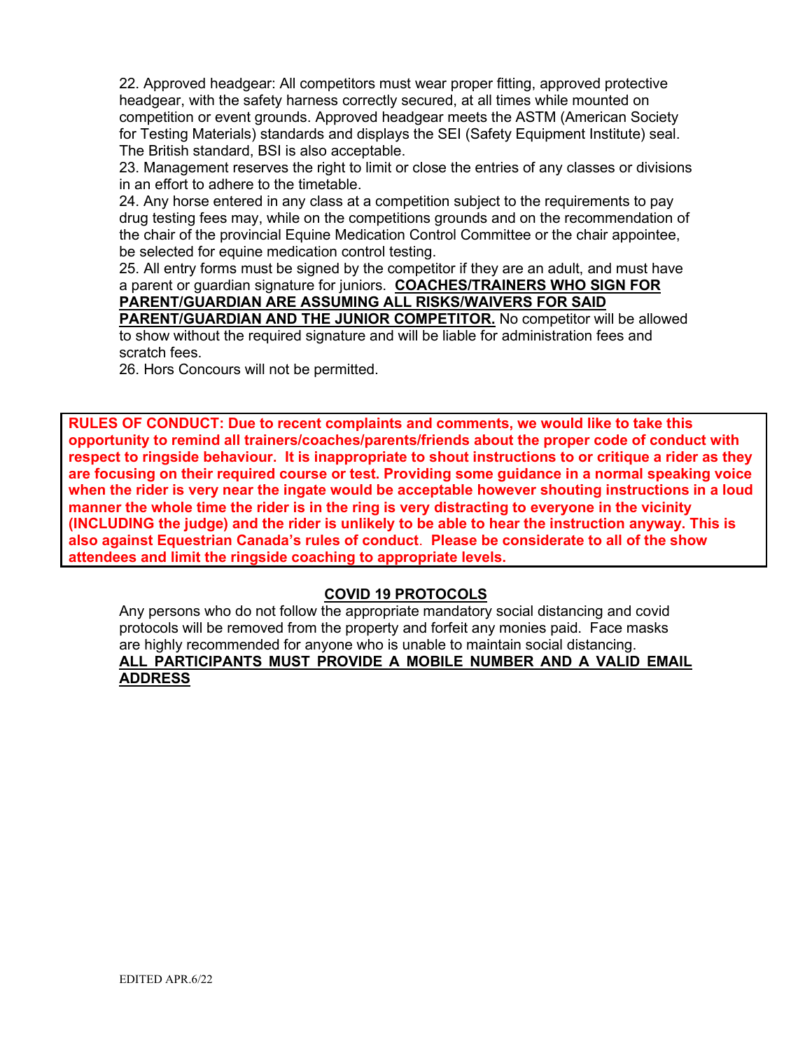22. Approved headgear: All competitors must wear proper fitting, approved protective headgear, with the safety harness correctly secured, at all times while mounted on competition or event grounds. Approved headgear meets the ASTM (American Society for Testing Materials) standards and displays the SEI (Safety Equipment Institute) seal. The British standard, BSI is also acceptable.

23. Management reserves the right to limit or close the entries of any classes or divisions in an effort to adhere to the timetable.

24. Any horse entered in any class at a competition subject to the requirements to pay drug testing fees may, while on the competitions grounds and on the recommendation of the chair of the provincial Equine Medication Control Committee or the chair appointee, be selected for equine medication control testing.

25. All entry forms must be signed by the competitor if they are an adult, and must have a parent or guardian signature for juniors. **COACHES/TRAINERS WHO SIGN FOR PARENT/GUARDIAN ARE ASSUMING ALL RISKS/WAIVERS FOR SAID PARENT/GUARDIAN AND THE JUNIOR COMPETITOR.** No competitor will be allowed to show without the required signature and will be liable for administration fees and scratch fees.

26. Hors Concours will not be permitted.

**RULES OF CONDUCT: Due to recent complaints and comments, we would like to take this opportunity to remind all trainers/coaches/parents/friends about the proper code of conduct with respect to ringside behaviour. It is inappropriate to shout instructions to or critique a rider as they are focusing on their required course or test. Providing some guidance in a normal speaking voice when the rider is very near the ingate would be acceptable however shouting instructions in a loud manner the whole time the rider is in the ring is very distracting to everyone in the vicinity (INCLUDING the judge) and the rider is unlikely to be able to hear the instruction anyway. This is also against Equestrian Canada's rules of conduct. Please be considerate to all of the show attendees and limit the ringside coaching to appropriate levels.**

## COVID 19 PROTOCOLS

Any persons who do not follow the appropriate mandatory social distancing and covid protocols will be removed from the property and forfeit any monies paid. Face masks are highly recommended for anyone who is unable to maintain social distancing.

**ALL PARTICIPANTS MUST PROVIDE A MOBILE NUMBER AND A VALID EMAIL ADDRESS**

EDITED APR.6/22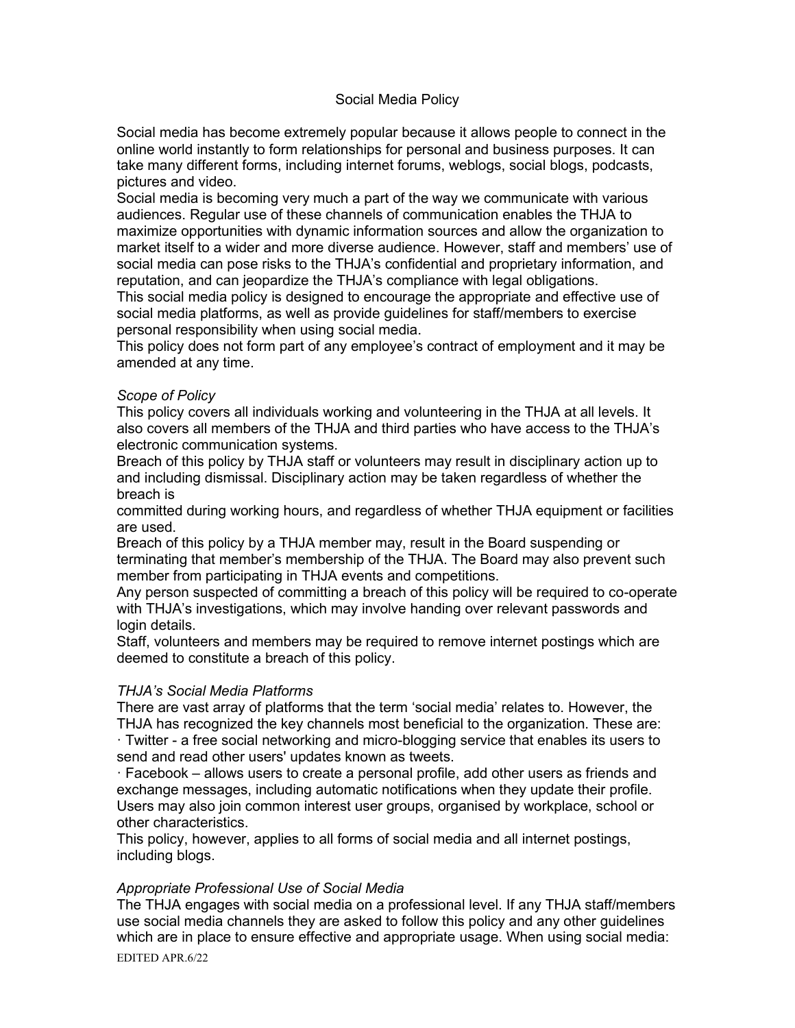## Social Media Policy

Social media has become extremely popular because it allows people to connect in the online world instantly to form relationships for personal and business purposes. It can take many different forms, including internet forums, weblogs, social blogs, podcasts, pictures and video.

Social media is becoming very much a part of the way we communicate with various audiences. Regular use of these channels of communication enables the THJA to maximize opportunities with dynamic information sources and allow the organization to market itself to a wider and more diverse audience. However, staff and members' use of social media can pose risks to the THJA's confidential and proprietary information, and reputation, and can jeopardize the THJA's compliance with legal obligations.

This social media policy is designed to encourage the appropriate and effective use of social media platforms, as well as provide guidelines for staff/members to exercise personal responsibility when using social media.

This policy does not form part of any employee's contract of employment and it may be amended at any time.

*Scope of Policy*

This policy covers all individuals working and volunteering in the THJA at all levels. It also covers all members of the THJA and third parties who have access to the THJA's electronic communication systems.

Breach of this policy by THJA staff or volunteers may result in disciplinary action up to and including dismissal. Disciplinary action may be taken regardless of whether the breach is committed during working hours, and regardless of whether THJA equipment or facilities are used.

Breach of this policy by a THJA member may, result in the Board suspending or terminating that member's membership of the THJA. The Board may also prevent such member from participating in THJA events and competitions.

Any person suspected of committing a breach of this policy will be required to co-operate with THJA's investigations, which may involve handing over relevant passwords and login details.

Staff, volunteers and members may be required to remove internet postings which are deemed to constitute a breach of this policy.

*THJA's Social Media Platforms*

There are vast array of platforms that the term 'social media' relates to. However, the THJA has recognized the key channels most beneficial to the organization. These are:

· Twitter - a free social networking and micro-blogging service that enables its users to send and read other users' updates known as tweets.

· Facebook – allows users to create a personal profile, add other users as friends and exchange messages, including automatic notifications when they update their profile. Users may also join common interest user groups, organised by workplace, school or other characteristics.

This policy, however, applies to all forms of social media and all internet postings, including blogs.

*Appropriate Professional Use of Social Media*

The THJA engages with social media on a professional level. If any THJA staff/members use social media channels they are asked to follow this policy and any other guidelines which are in place to ensure effective and appropriate usage. When using social media:

EDITED APR.6/22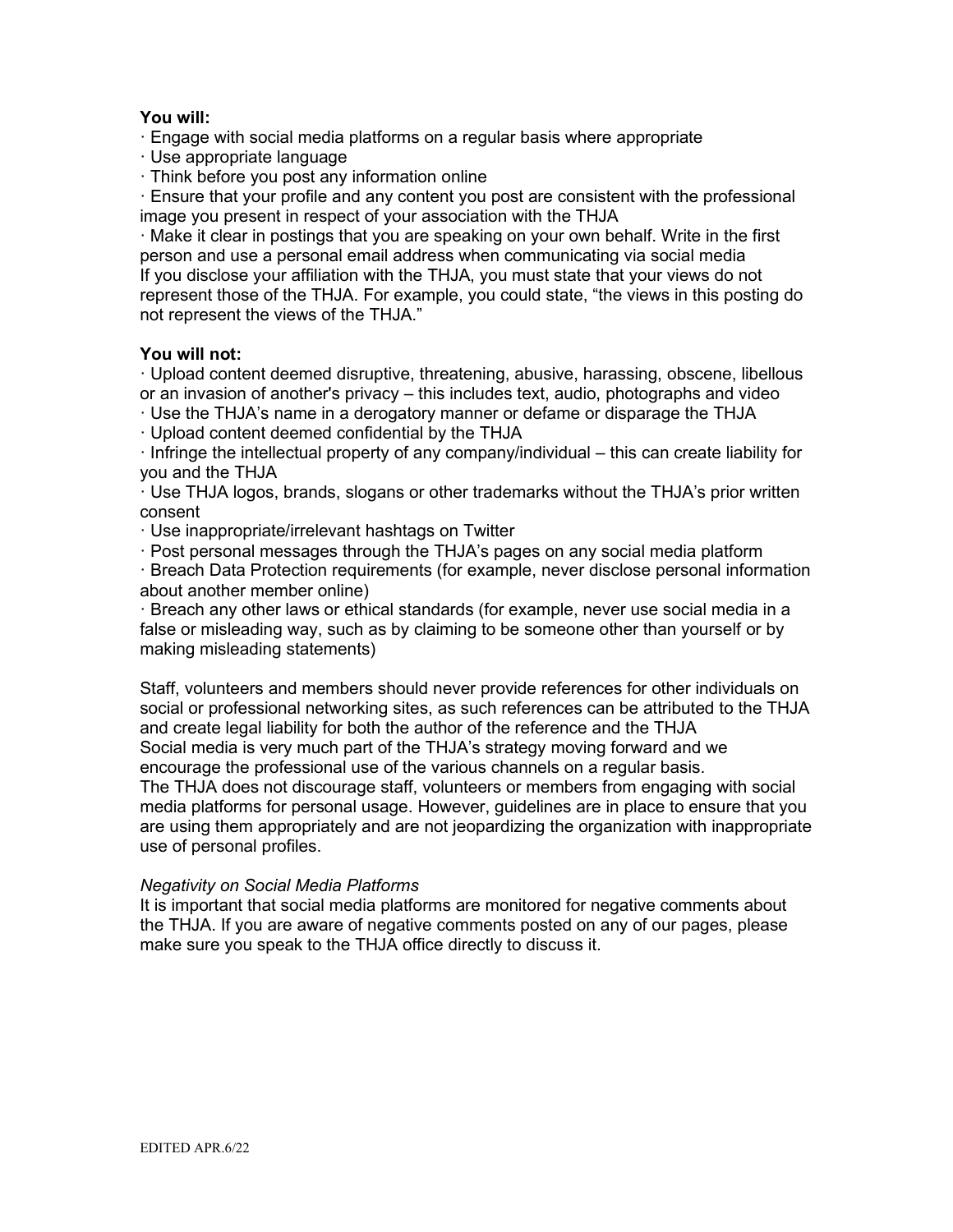**You will:**

· Engage with social media platforms on a regular basis where appropriate
· Use appropriate language
· Think before you post any information online
· Ensure that your profile and any content you post are consistent with the professional image you present in respect of your association with the THJA
· Make it clear in postings that you are speaking on your own behalf. Write in the first person and use a personal email address when communicating via social media

If you disclose your affiliation with the THJA, you must state that your views do not represent those of the THJA. For example, you could state, "the views in this posting do not represent the views of the THJA."

**You will not:**

· Upload content deemed disruptive, threatening, abusive, harassing, obscene, libellous or an invasion of another's privacy – this includes text, audio, photographs and video
· Use the THJA's name in a derogatory manner or defame or disparage the THJA
· Upload content deemed confidential by the THJA
· Infringe the intellectual property of any company/individual – this can create liability for you and the THJA
· Use THJA logos, brands, slogans or other trademarks without the THJA's prior written consent
· Use inappropriate/irrelevant hashtags on Twitter
· Post personal messages through the THJA's pages on any social media platform
· Breach Data Protection requirements (for example, never disclose personal information about another member online)
· Breach any other laws or ethical standards (for example, never use social media in a false or misleading way, such as by claiming to be someone other than yourself or by making misleading statements)

Staff, volunteers and members should never provide references for other individuals on social or professional networking sites, as such references can be attributed to the THJA and create legal liability for both the author of the reference and the THJA

Social media is very much part of the THJA's strategy moving forward and we encourage the professional use of the various channels on a regular basis.

The THJA does not discourage staff, volunteers or members from engaging with social media platforms for personal usage. However, guidelines are in place to ensure that you are using them appropriately and are not jeopardizing the organization with inappropriate use of personal profiles.

*Negativity on Social Media Platforms*

It is important that social media platforms are monitored for negative comments about the THJA. If you are aware of negative comments posted on any of our pages, please make sure you speak to the THJA office directly to discuss it.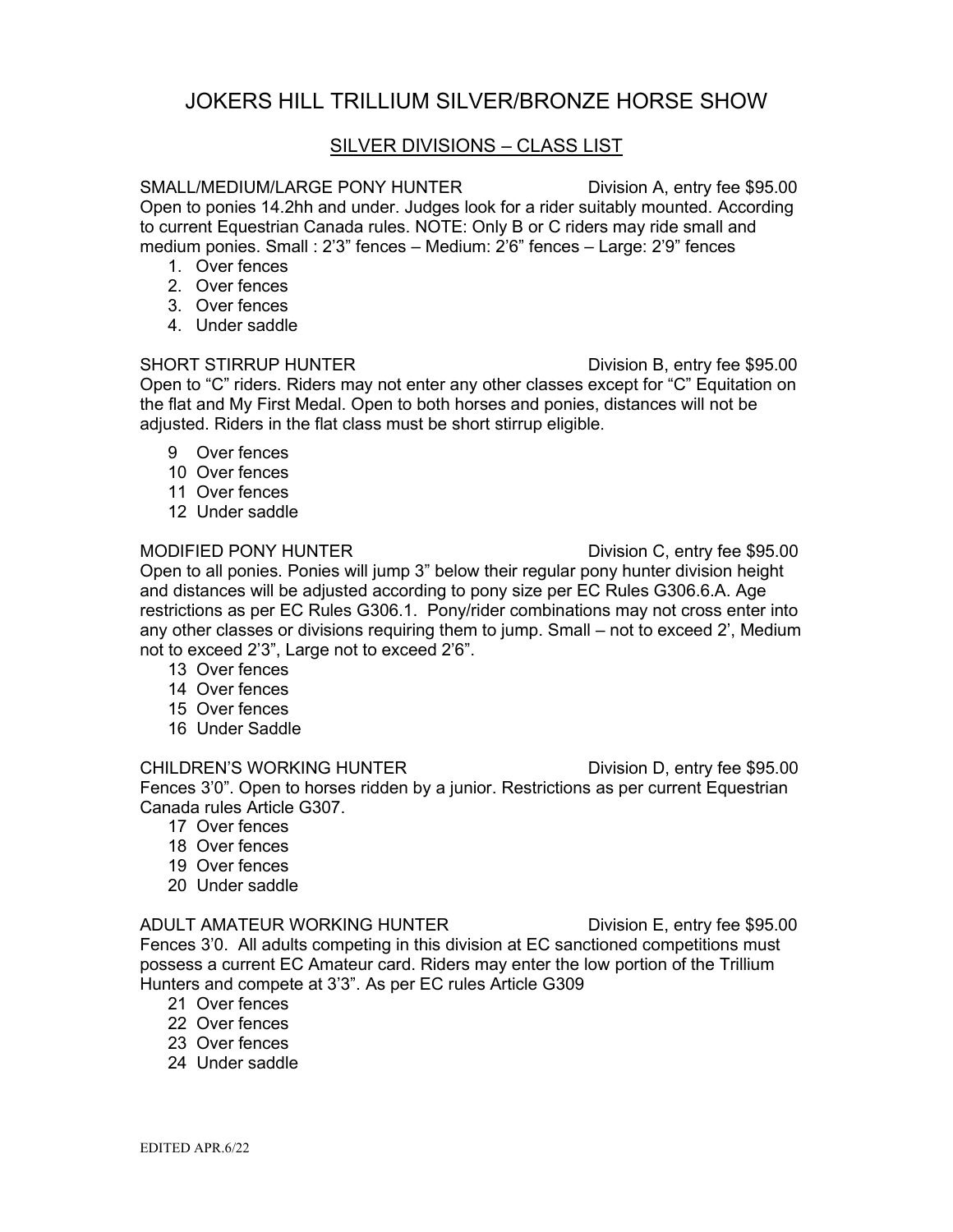# JOKERS HILL TRILLIUM SILVER/BRONZE HORSE SHOW

## SILVER DIVISIONS – CLASS LIST

**SMALL/MEDIUM/LARGE PONY HUNTER** — Division A, entry fee $95.00

Open to ponies 14.2hh and under. Judges look for a rider suitably mounted. According to current Equestrian Canada rules. NOTE: Only B or C riders may ride small and medium ponies. Small : 2'3" fences – Medium: 2'6" fences – Large: 2'9" fences

1. Over fences
2. Over fences
3. Over fences
4. Under saddle

**SHORT STIRRUP HUNTER** — Division B, entry fee $95.00

Open to "C" riders. Riders may not enter any other classes except for "C" Equitation on the flat and My First Medal. Open to both horses and ponies, distances will not be adjusted. Riders in the flat class must be short stirrup eligible.

9 Over fences
10 Over fences
11 Over fences
12 Under saddle

**MODIFIED PONY HUNTER** — Division C, entry fee $95.00

Open to all ponies. Ponies will jump 3" below their regular pony hunter division height and distances will be adjusted according to pony size per EC Rules G306.6.A. Age restrictions as per EC Rules G306.1. Pony/rider combinations may not cross enter into any other classes or divisions requiring them to jump. Small – not to exceed 2', Medium not to exceed 2'3", Large not to exceed 2'6".

13 Over fences
14 Over fences
15 Over fences
16 Under Saddle

**CHILDREN'S WORKING HUNTER** — Division D, entry fee $95.00

Fences 3'0". Open to horses ridden by a junior. Restrictions as per current Equestrian Canada rules Article G307.

17 Over fences
18 Over fences
19 Over fences
20 Under saddle

**ADULT AMATEUR WORKING HUNTER** — Division E, entry fee $95.00

Fences 3'0. All adults competing in this division at EC sanctioned competitions must possess a current EC Amateur card. Riders may enter the low portion of the Trillium Hunters and compete at 3'3". As per EC rules Article G309

21 Over fences
22 Over fences
23 Over fences
24 Under saddle

EDITED APR.6/22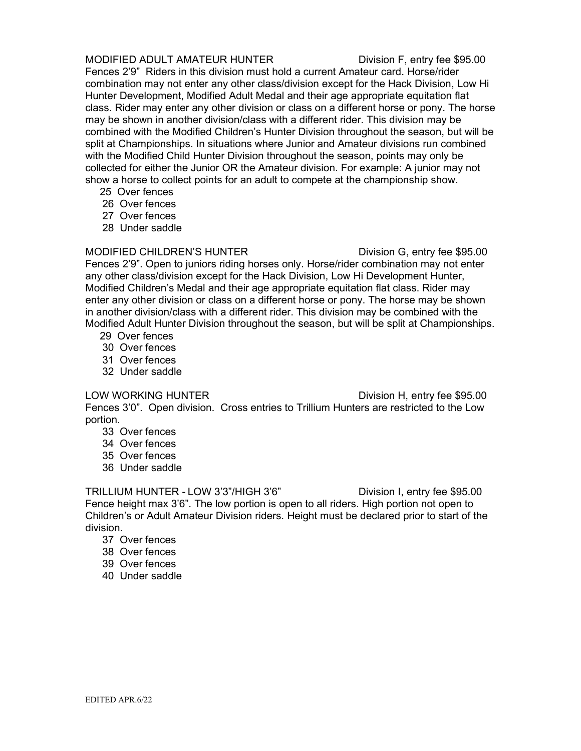## MODIFIED ADULT AMATEUR HUNTER — Division F, entry fee $95.00

Fences 2'9" Riders in this division must hold a current Amateur card. Horse/rider combination may not enter any other class/division except for the Hack Division, Low Hi Hunter Development, Modified Adult Medal and their age appropriate equitation flat class. Rider may enter any other division or class on a different horse or pony. The horse may be shown in another division/class with a different rider. This division may be combined with the Modified Children's Hunter Division throughout the season, but will be split at Championships. In situations where Junior and Amateur divisions run combined with the Modified Child Hunter Division throughout the season, points may only be collected for either the Junior OR the Amateur division. For example: A junior may not show a horse to collect points for an adult to compete at the championship show.

- 25 Over fences
- 26 Over fences
- 27 Over fences
- 28 Under saddle

## MODIFIED CHILDREN'S HUNTER — Division G, entry fee $95.00

Fences 2'9". Open to juniors riding horses only. Horse/rider combination may not enter any other class/division except for the Hack Division, Low Hi Development Hunter, Modified Children's Medal and their age appropriate equitation flat class. Rider may enter any other division or class on a different horse or pony. The horse may be shown in another division/class with a different rider. This division may be combined with the Modified Adult Hunter Division throughout the season, but will be split at Championships.

- 29 Over fences
- 30 Over fences
- 31 Over fences
- 32 Under saddle

## LOW WORKING HUNTER — Division H, entry fee $95.00

Fences 3'0". Open division. Cross entries to Trillium Hunters are restricted to the Low portion.

- 33 Over fences
- 34 Over fences
- 35 Over fences
- 36 Under saddle

## TRILLIUM HUNTER - LOW 3'3"/HIGH 3'6" — Division I, entry fee $95.00

Fence height max 3'6". The low portion is open to all riders. High portion not open to Children's or Adult Amateur Division riders. Height must be declared prior to start of the division.

- 37 Over fences
- 38 Over fences
- 39 Over fences
- 40 Under saddle

EDITED APR.6/22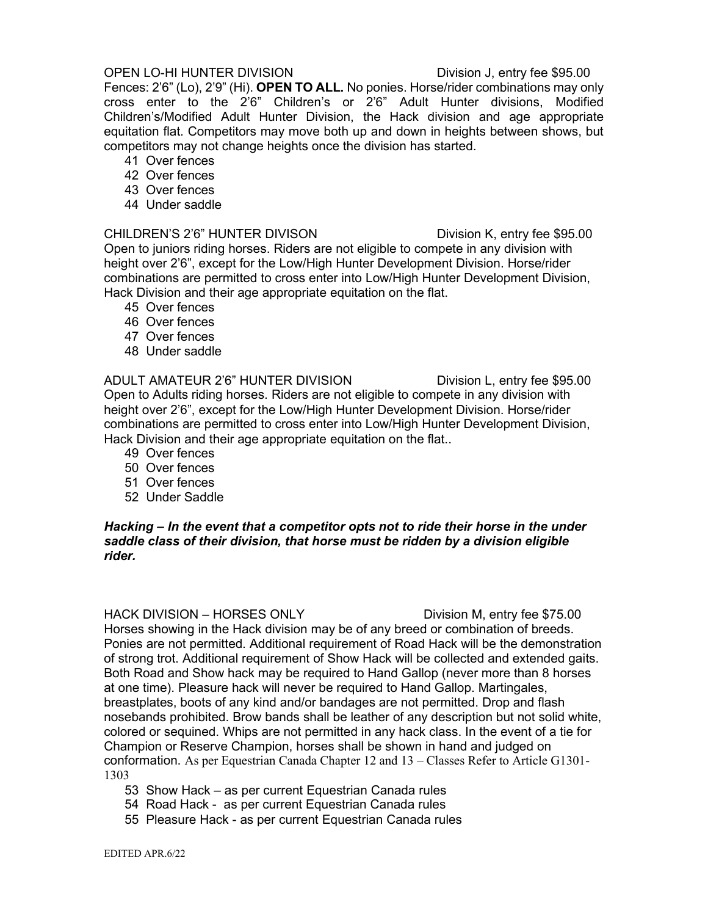**OPEN LO-HI HUNTER DIVISION** — Division J, entry fee $95.00

Fences: 2'6" (Lo), 2'9" (Hi). **OPEN TO ALL.** No ponies. Horse/rider combinations may only cross enter to the 2'6" Children's or 2'6" Adult Hunter divisions, Modified Children's/Modified Adult Hunter Division, the Hack division and age appropriate equitation flat. Competitors may move both up and down in heights between shows, but competitors may not change heights once the division has started.

- 41 Over fences
- 42 Over fences
- 43 Over fences
- 44 Under saddle

**CHILDREN'S 2'6" HUNTER DIVISON** — Division K, entry fee $95.00

Open to juniors riding horses. Riders are not eligible to compete in any division with height over 2'6", except for the Low/High Hunter Development Division. Horse/rider combinations are permitted to cross enter into Low/High Hunter Development Division, Hack Division and their age appropriate equitation on the flat.

- 45 Over fences
- 46 Over fences
- 47 Over fences
- 48 Under saddle

**ADULT AMATEUR 2'6" HUNTER DIVISION** — Division L, entry fee $95.00

Open to Adults riding horses. Riders are not eligible to compete in any division with height over 2'6", except for the Low/High Hunter Development Division. Horse/rider combinations are permitted to cross enter into Low/High Hunter Development Division, Hack Division and their age appropriate equitation on the flat..

- 49 Over fences
- 50 Over fences
- 51 Over fences
- 52 Under Saddle

***Hacking – In the event that a competitor opts not to ride their horse in the under saddle class of their division, that horse must be ridden by a division eligible rider.***

**HACK DIVISION – HORSES ONLY** — Division M, entry fee $75.00

Horses showing in the Hack division may be of any breed or combination of breeds. Ponies are not permitted. Additional requirement of Road Hack will be the demonstration of strong trot. Additional requirement of Show Hack will be collected and extended gaits. Both Road and Show hack may be required to Hand Gallop (never more than 8 horses at one time). Pleasure hack will never be required to Hand Gallop. Martingales, breastplates, boots of any kind and/or bandages are not permitted. Drop and flash nosebands prohibited. Brow bands shall be leather of any description but not solid white, colored or sequined. Whips are not permitted in any hack class. In the event of a tie for Champion or Reserve Champion, horses shall be shown in hand and judged on conformation. As per Equestrian Canada Chapter 12 and 13 – Classes Refer to Article G1301-1303

- 53 Show Hack – as per current Equestrian Canada rules
- 54 Road Hack - as per current Equestrian Canada rules
- 55 Pleasure Hack - as per current Equestrian Canada rules

EDITED APR.6/22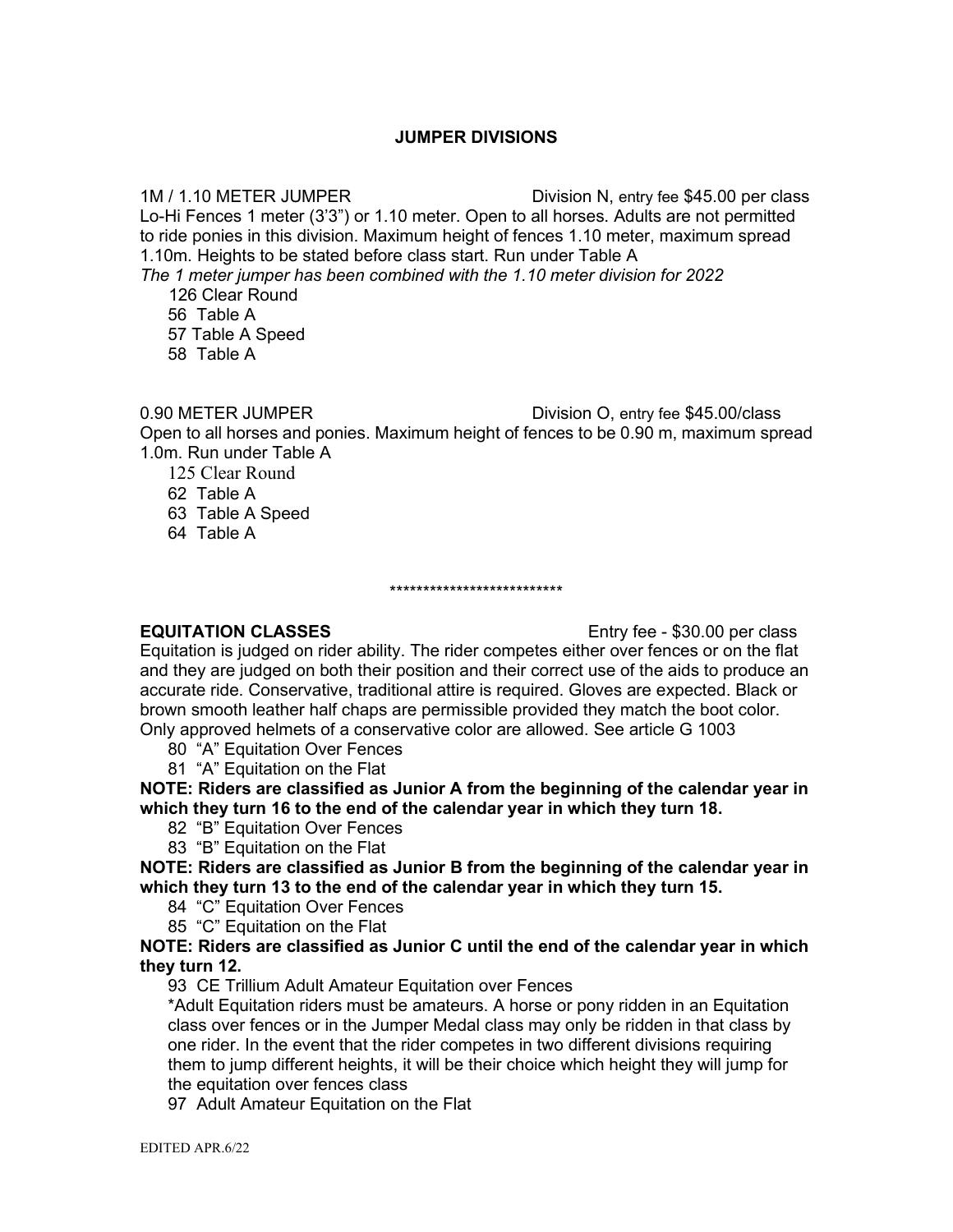## JUMPER DIVISIONS

1M / 1.10 METER JUMPER Division N, entry fee $45.00 per class

Lo-Hi Fences 1 meter (3'3") or 1.10 meter. Open to all horses. Adults are not permitted to ride ponies in this division. Maximum height of fences 1.10 meter, maximum spread 1.10m. Heights to be stated before class start. Run under Table A

*The 1 meter jumper has been combined with the 1.10 meter division for 2022*

- 126 Clear Round
- 56 Table A
- 57 Table A Speed
- 58 Table A

0.90 METER JUMPER Division O, entry fee $45.00/class

Open to all horses and ponies. Maximum height of fences to be 0.90 m, maximum spread 1.0m. Run under Table A

- 125 Clear Round
- 62 Table A
- 63 Table A Speed
- 64 Table A

**************************

**EQUITATION CLASSES** Entry fee - $30.00 per class

Equitation is judged on rider ability. The rider competes either over fences or on the flat and they are judged on both their position and their correct use of the aids to produce an accurate ride. Conservative, traditional attire is required. Gloves are expected. Black or brown smooth leather half chaps are permissible provided they match the boot color. Only approved helmets of a conservative color are allowed. See article G 1003

- 80 "A" Equitation Over Fences
- 81 "A" Equitation on the Flat

**NOTE: Riders are classified as Junior A from the beginning of the calendar year in which they turn 16 to the end of the calendar year in which they turn 18.**

- 82 "B" Equitation Over Fences
- 83 "B" Equitation on the Flat

**NOTE: Riders are classified as Junior B from the beginning of the calendar year in which they turn 13 to the end of the calendar year in which they turn 15.**

- 84 "C" Equitation Over Fences
- 85 "C" Equitation on the Flat

**NOTE: Riders are classified as Junior C until the end of the calendar year in which they turn 12.**

- 93 CE Trillium Adult Amateur Equitation over Fences

  *Adult Equitation riders must be amateurs. A horse or pony ridden in an Equitation class over fences or in the Jumper Medal class may only be ridden in that class by one rider. In the event that the rider competes in two different divisions requiring them to jump different heights, it will be their choice which height they will jump for the equitation over fences class

- 97 Adult Amateur Equitation on the Flat

EDITED APR.6/22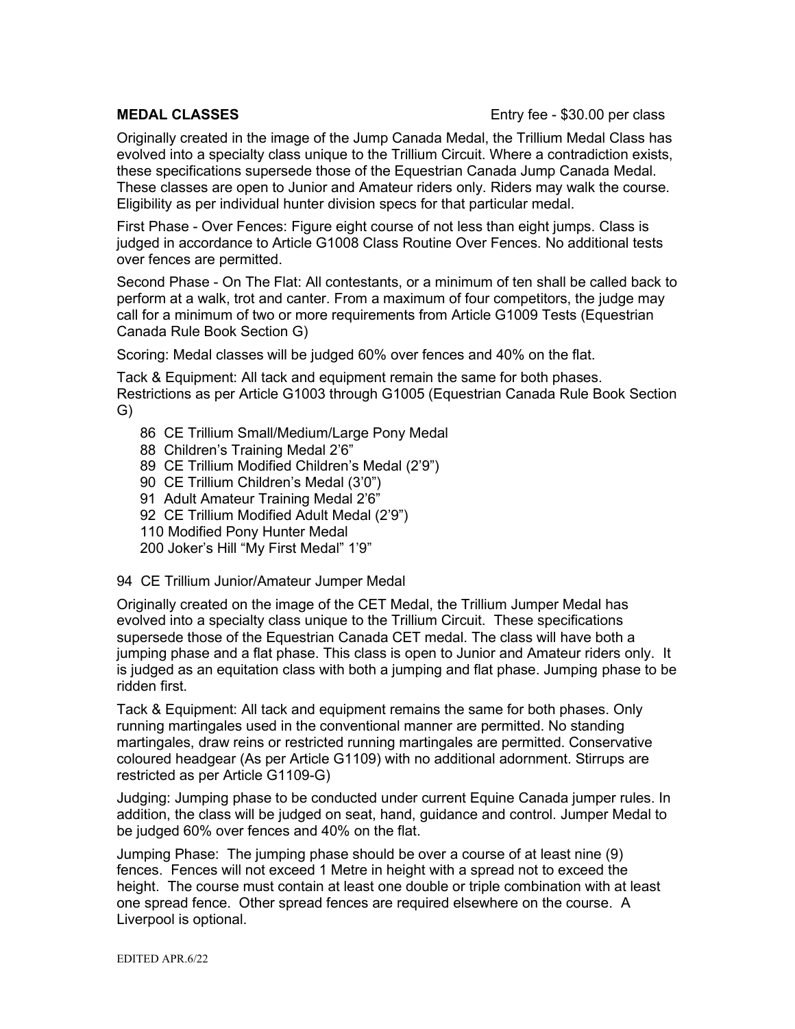**MEDAL CLASSES** Entry fee - $30.00 per class

Originally created in the image of the Jump Canada Medal, the Trillium Medal Class has evolved into a specialty class unique to the Trillium Circuit. Where a contradiction exists, these specifications supersede those of the Equestrian Canada Jump Canada Medal. These classes are open to Junior and Amateur riders only. Riders may walk the course. Eligibility as per individual hunter division specs for that particular medal.

First Phase - Over Fences: Figure eight course of not less than eight jumps. Class is judged in accordance to Article G1008 Class Routine Over Fences. No additional tests over fences are permitted.

Second Phase - On The Flat: All contestants, or a minimum of ten shall be called back to perform at a walk, trot and canter. From a maximum of four competitors, the judge may call for a minimum of two or more requirements from Article G1009 Tests (Equestrian Canada Rule Book Section G)

Scoring: Medal classes will be judged 60% over fences and 40% on the flat.

Tack & Equipment: All tack and equipment remain the same for both phases. Restrictions as per Article G1003 through G1005 (Equestrian Canada Rule Book Section G)

- 86 CE Trillium Small/Medium/Large Pony Medal
- 88 Children's Training Medal 2'6"
- 89 CE Trillium Modified Children's Medal (2'9")
- 90 CE Trillium Children's Medal (3'0")
- 91 Adult Amateur Training Medal 2'6"
- 92 CE Trillium Modified Adult Medal (2'9")
- 110 Modified Pony Hunter Medal
- 200 Joker's Hill "My First Medal" 1'9"

94 CE Trillium Junior/Amateur Jumper Medal

Originally created on the image of the CET Medal, the Trillium Jumper Medal has evolved into a specialty class unique to the Trillium Circuit. These specifications supersede those of the Equestrian Canada CET medal. The class will have both a jumping phase and a flat phase. This class is open to Junior and Amateur riders only. It is judged as an equitation class with both a jumping and flat phase. Jumping phase to be ridden first.

Tack & Equipment: All tack and equipment remains the same for both phases. Only running martingales used in the conventional manner are permitted. No standing martingales, draw reins or restricted running martingales are permitted. Conservative coloured headgear (As per Article G1109) with no additional adornment. Stirrups are restricted as per Article G1109-G)

Judging: Jumping phase to be conducted under current Equine Canada jumper rules. In addition, the class will be judged on seat, hand, guidance and control. Jumper Medal to be judged 60% over fences and 40% on the flat.

Jumping Phase: The jumping phase should be over a course of at least nine (9) fences. Fences will not exceed 1 Metre in height with a spread not to exceed the height. The course must contain at least one double or triple combination with at least one spread fence. Other spread fences are required elsewhere on the course. A Liverpool is optional.

EDITED APR.6/22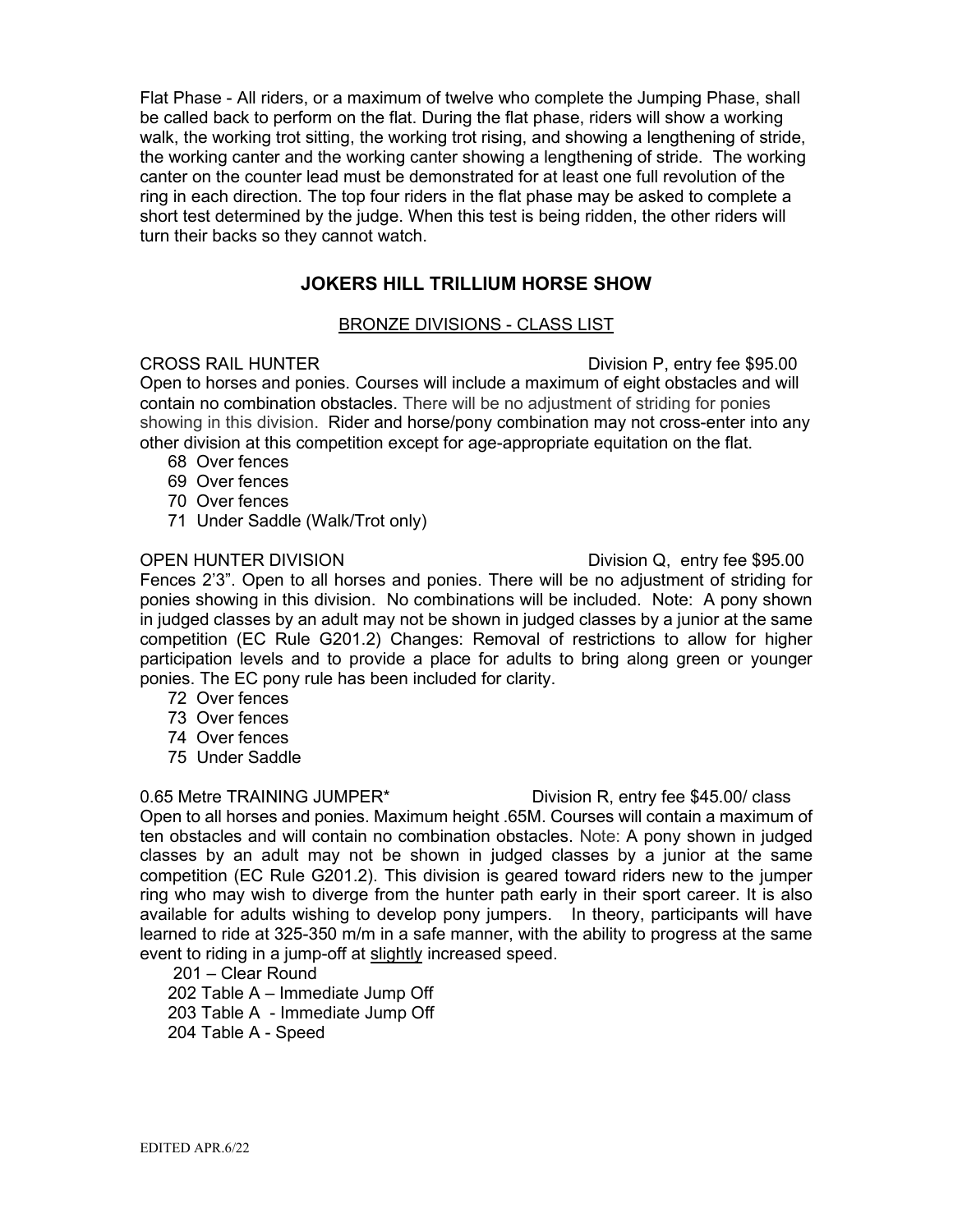Flat Phase - All riders, or a maximum of twelve who complete the Jumping Phase, shall be called back to perform on the flat. During the flat phase, riders will show a working walk, the working trot sitting, the working trot rising, and showing a lengthening of stride, the working canter and the working canter showing a lengthening of stride. The working canter on the counter lead must be demonstrated for at least one full revolution of the ring in each direction. The top four riders in the flat phase may be asked to complete a short test determined by the judge. When this test is being ridden, the other riders will turn their backs so they cannot watch.

## JOKERS HILL TRILLIUM HORSE SHOW

### BRONZE DIVISIONS - CLASS LIST

CROSS RAIL HUNTER — Division P, entry fee $95.00

Open to horses and ponies. Courses will include a maximum of eight obstacles and will contain no combination obstacles. There will be no adjustment of striding for ponies showing in this division. Rider and horse/pony combination may not cross-enter into any other division at this competition except for age-appropriate equitation on the flat.

- 68 Over fences
- 69 Over fences
- 70 Over fences
- 71 Under Saddle (Walk/Trot only)

OPEN HUNTER DIVISION — Division Q, entry fee $95.00

Fences 2'3". Open to all horses and ponies. There will be no adjustment of striding for ponies showing in this division. No combinations will be included. Note: A pony shown in judged classes by an adult may not be shown in judged classes by a junior at the same competition (EC Rule G201.2) Changes: Removal of restrictions to allow for higher participation levels and to provide a place for adults to bring along green or younger ponies. The EC pony rule has been included for clarity.

- 72 Over fences
- 73 Over fences
- 74 Over fences
- 75 Under Saddle

0.65 Metre TRAINING JUMPER* — Division R, entry fee $45.00/ class

Open to all horses and ponies. Maximum height .65M. Courses will contain a maximum of ten obstacles and will contain no combination obstacles. Note: A pony shown in judged classes by an adult may not be shown in judged classes by a junior at the same competition (EC Rule G201.2). This division is geared toward riders new to the jumper ring who may wish to diverge from the hunter path early in their sport career. It is also available for adults wishing to develop pony jumpers. In theory, participants will have learned to ride at 325-350 m/m in a safe manner, with the ability to progress at the same event to riding in a jump-off at slightly increased speed.

- 201 – Clear Round
- 202 Table A – Immediate Jump Off
- 203 Table A - Immediate Jump Off
- 204 Table A - Speed

EDITED APR.6/22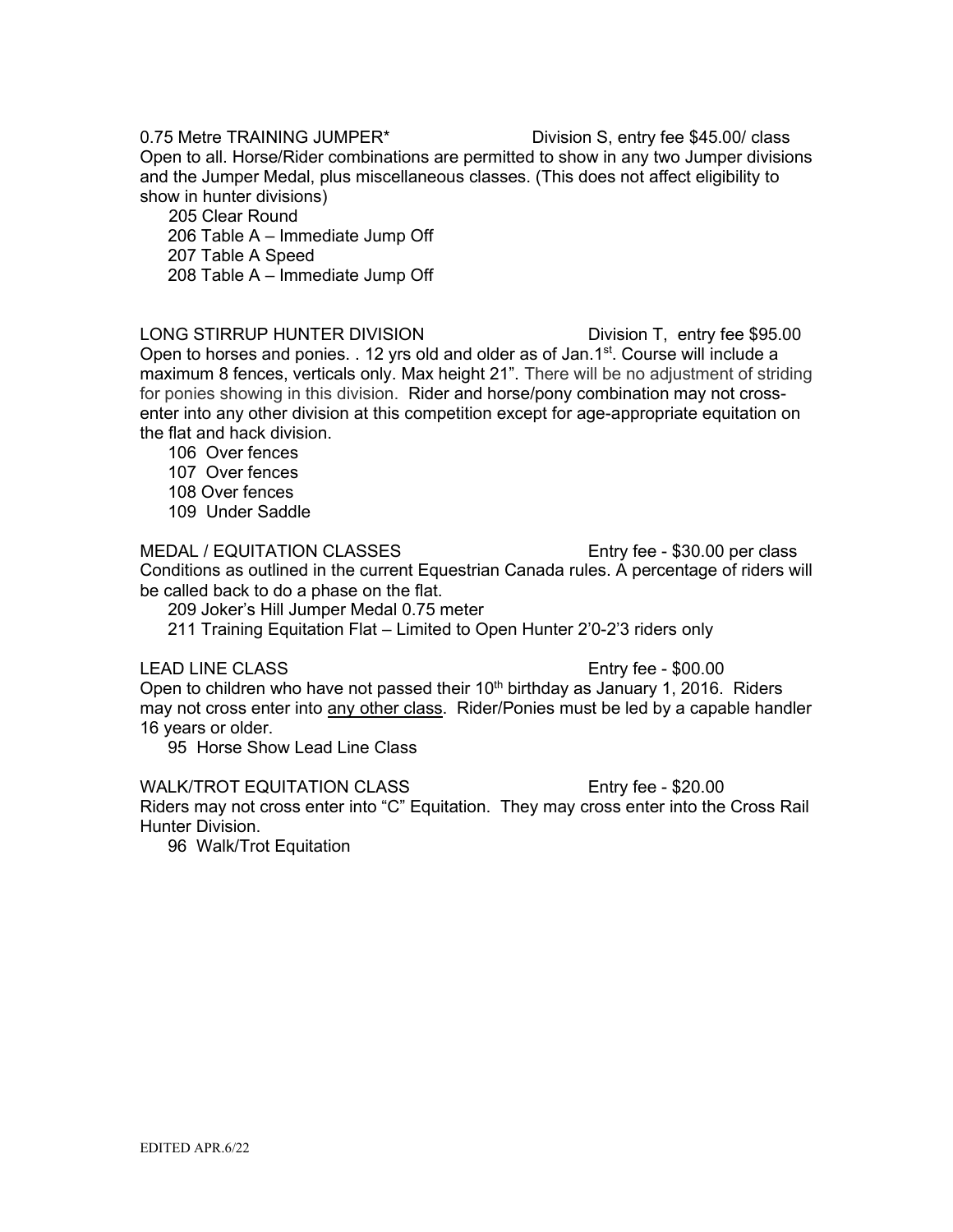0.75 Metre TRAINING JUMPER* Division S, entry fee $45.00/ class

Open to all. Horse/Rider combinations are permitted to show in any two Jumper divisions and the Jumper Medal, plus miscellaneous classes. (This does not affect eligibility to show in hunter divisions)

205 Clear Round
206 Table A – Immediate Jump Off
207 Table A Speed
208 Table A – Immediate Jump Off

LONG STIRRUP HUNTER DIVISION Division T, entry fee $95.00

Open to horses and ponies. . 12 yrs old and older as of Jan.1st. Course will include a maximum 8 fences, verticals only. Max height 21". There will be no adjustment of striding for ponies showing in this division. Rider and horse/pony combination may not cross-enter into any other division at this competition except for age-appropriate equitation on the flat and hack division.

106 Over fences
107 Over fences
108 Over fences
109 Under Saddle

MEDAL / EQUITATION CLASSES Entry fee - $30.00 per class

Conditions as outlined in the current Equestrian Canada rules. A percentage of riders will be called back to do a phase on the flat.

209 Joker's Hill Jumper Medal 0.75 meter
211 Training Equitation Flat – Limited to Open Hunter 2'0-2'3 riders only

LEAD LINE CLASS Entry fee - $00.00

Open to children who have not passed their 10th birthday as January 1, 2016. Riders may not cross enter into <u>any other class</u>. Rider/Ponies must be led by a capable handler 16 years or older.

95 Horse Show Lead Line Class

WALK/TROT EQUITATION CLASS Entry fee - $20.00

Riders may not cross enter into "C" Equitation. They may cross enter into the Cross Rail Hunter Division.

96 Walk/Trot Equitation

EDITED APR.6/22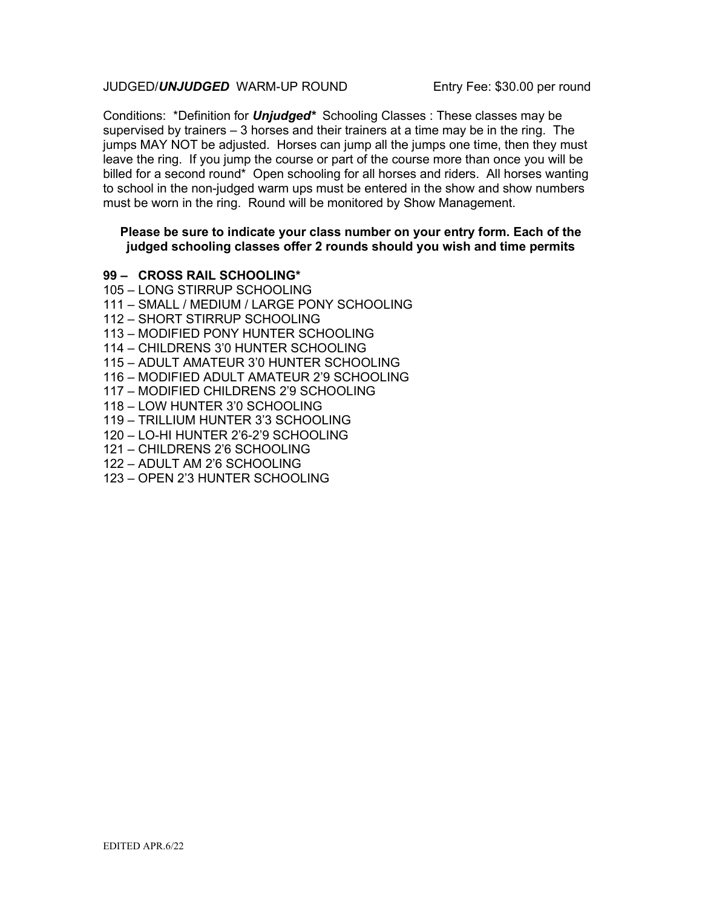JUDGED/***UNJUDGED*** WARM-UP ROUND Entry Fee: $30.00 per round

Conditions: *Definition for ***Unjudged**** Schooling Classes : These classes may be supervised by trainers – 3 horses and their trainers at a time may be in the ring. The jumps MAY NOT be adjusted. Horses can jump all the jumps one time, then they must leave the ring. If you jump the course or part of the course more than once you will be billed for a second round* Open schooling for all horses and riders. All horses wanting to school in the non-judged warm ups must be entered in the show and show numbers must be worn in the ring. Round will be monitored by Show Management.

**Please be sure to indicate your class number on your entry form. Each of the judged schooling classes offer 2 rounds should you wish and time permits**

**99 – CROSS RAIL SCHOOLING***
105 – LONG STIRRUP SCHOOLING
111 – SMALL / MEDIUM / LARGE PONY SCHOOLING
112 – SHORT STIRRUP SCHOOLING
113 – MODIFIED PONY HUNTER SCHOOLING
114 – CHILDRENS 3'0 HUNTER SCHOOLING
115 – ADULT AMATEUR 3'0 HUNTER SCHOOLING
116 – MODIFIED ADULT AMATEUR 2'9 SCHOOLING
117 – MODIFIED CHILDRENS 2'9 SCHOOLING
118 – LOW HUNTER 3'0 SCHOOLING
119 – TRILLIUM HUNTER 3'3 SCHOOLING
120 – LO-HI HUNTER 2'6-2'9 SCHOOLING
121 – CHILDRENS 2'6 SCHOOLING
122 – ADULT AM 2'6 SCHOOLING
123 – OPEN 2'3 HUNTER SCHOOLING

EDITED APR.6/22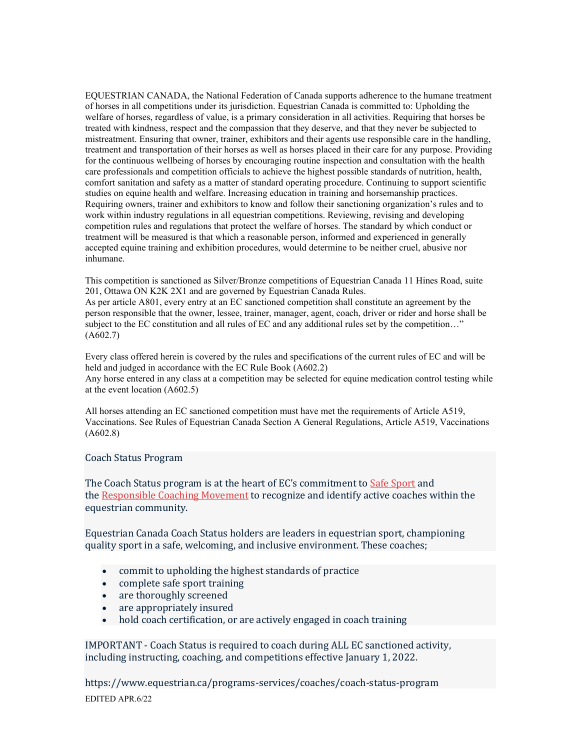EQUESTRIAN CANADA, the National Federation of Canada supports adherence to the humane treatment of horses in all competitions under its jurisdiction. Equestrian Canada is committed to: Upholding the welfare of horses, regardless of value, is a primary consideration in all activities. Requiring that horses be treated with kindness, respect and the compassion that they deserve, and that they never be subjected to mistreatment. Ensuring that owner, trainer, exhibitors and their agents use responsible care in the handling, treatment and transportation of their horses as well as horses placed in their care for any purpose. Providing for the continuous wellbeing of horses by encouraging routine inspection and consultation with the health care professionals and competition officials to achieve the highest possible standards of nutrition, health, comfort sanitation and safety as a matter of standard operating procedure. Continuing to support scientific studies on equine health and welfare. Increasing education in training and horsemanship practices. Requiring owners, trainer and exhibitors to know and follow their sanctioning organization's rules and to work within industry regulations in all equestrian competitions. Reviewing, revising and developing competition rules and regulations that protect the welfare of horses. The standard by which conduct or treatment will be measured is that which a reasonable person, informed and experienced in generally accepted equine training and exhibition procedures, would determine to be neither cruel, abusive nor inhumane.

This competition is sanctioned as Silver/Bronze competitions of Equestrian Canada 11 Hines Road, suite 201, Ottawa ON K2K 2X1 and are governed by Equestrian Canada Rules.
As per article A801, every entry at an EC sanctioned competition shall constitute an agreement by the person responsible that the owner, lessee, trainer, manager, agent, coach, driver or rider and horse shall be subject to the EC constitution and all rules of EC and any additional rules set by the competition…" (A602.7)

Every class offered herein is covered by the rules and specifications of the current rules of EC and will be held and judged in accordance with the EC Rule Book (A602.2)
Any horse entered in any class at a competition may be selected for equine medication control testing while at the event location (A602.5)

All horses attending an EC sanctioned competition must have met the requirements of Article A519, Vaccinations. See Rules of Equestrian Canada Section A General Regulations, Article A519, Vaccinations (A602.8)

Coach Status Program

The Coach Status program is at the heart of EC's commitment to Safe Sport and the Responsible Coaching Movement to recognize and identify active coaches within the equestrian community.

Equestrian Canada Coach Status holders are leaders in equestrian sport, championing quality sport in a safe, welcoming, and inclusive environment. These coaches;

- commit to upholding the highest standards of practice
- complete safe sport training
- are thoroughly screened
- are appropriately insured
- hold coach certification, or are actively engaged in coach training

IMPORTANT - Coach Status is required to coach during ALL EC sanctioned activity, including instructing, coaching, and competitions effective January 1, 2022.

https://www.equestrian.ca/programs-services/coaches/coach-status-program

EDITED APR.6/22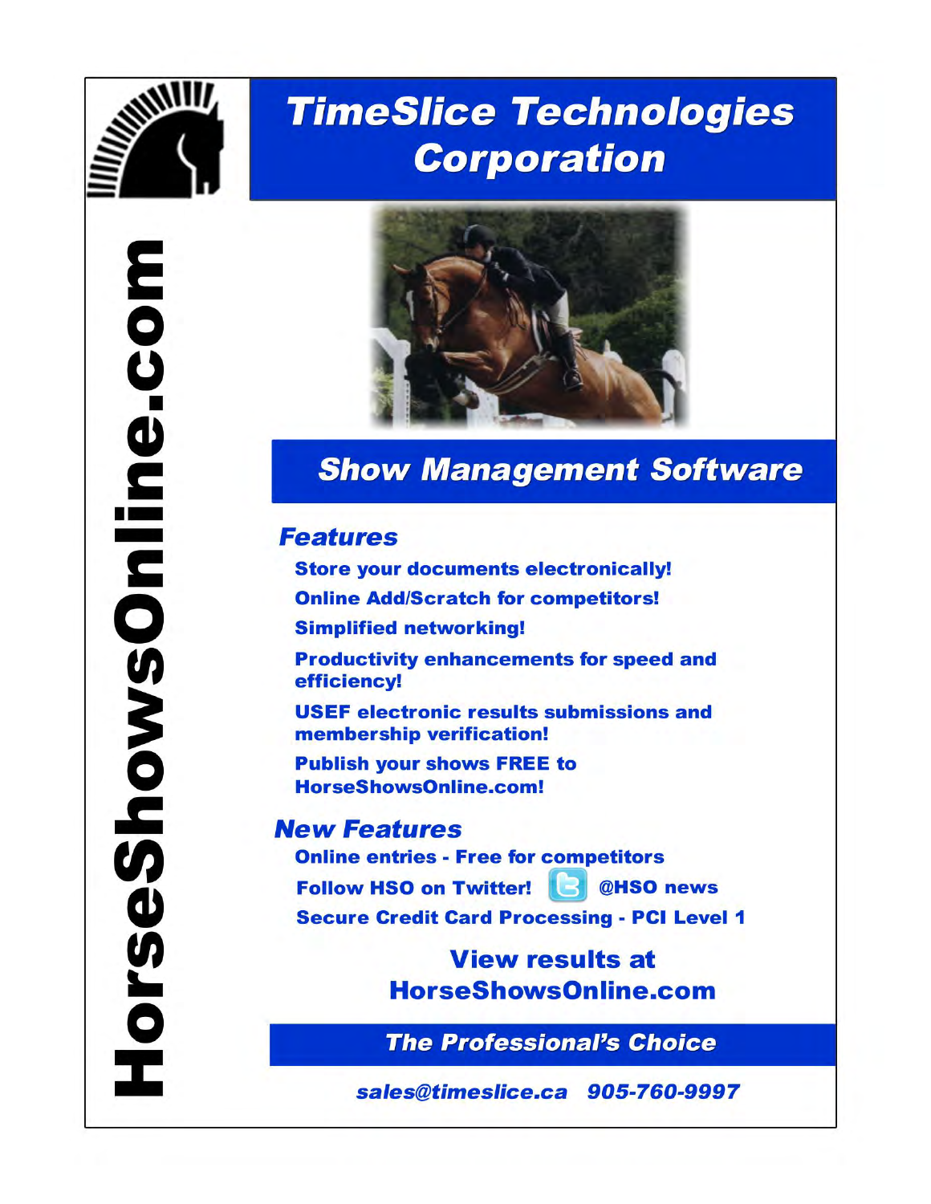HorseShowsOnline.com

# TimeSlice Technologies Corporation

## Show Management Software

### Features

- Store your documents electronically!
- Online Add/Scratch for competitors!
- Simplified networking!
- Productivity enhancements for speed and efficiency!
- USEF electronic results submissions and membership verification!
- Publish your shows FREE to HorseShowsOnline.com!

### New Features

- Online entries - Free for competitors
- Follow HSO on Twitter! @HSO news
- Secure Credit Card Processing - PCI Level 1

**View results at HorseShowsOnline.com**

***The Professional's Choice***

*sales@timeslice.ca 905-760-9997*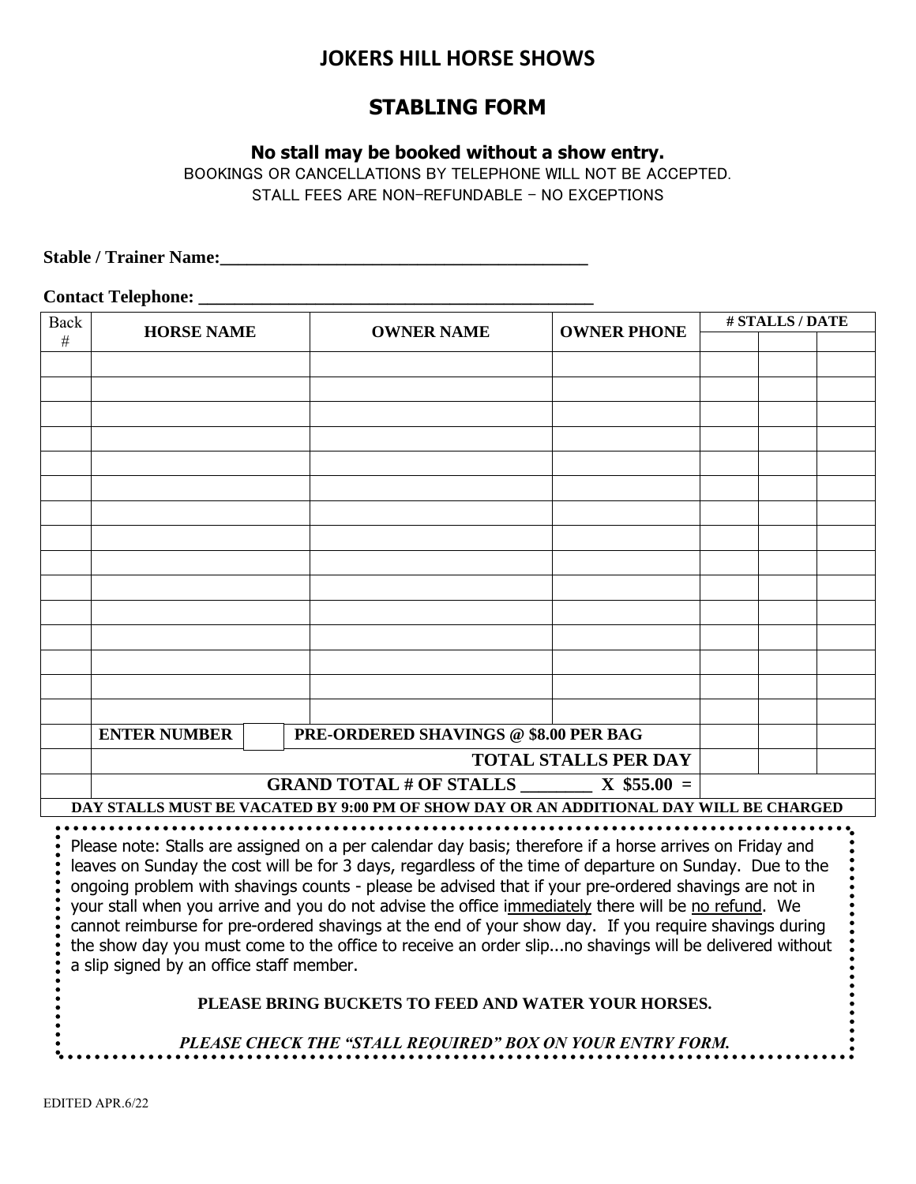# JOKERS HILL HORSE SHOWS

## STABLING FORM

**No stall may be booked without a show entry.**

BOOKINGS OR CANCELLATIONS BY TELEPHONE WILL NOT BE ACCEPTED.

STALL FEES ARE NON-REFUNDABLE – NO EXCEPTIONS

**Stable / Trainer Name:**_________________________________________

**Contact Telephone:** ____________________________________________

| Back # | HORSE NAME | | OWNER NAME | OWNER PHONE | # STALLS / DATE | | |
|---|---|---|---|---|---|---|---|
| | | | | | | | |
| | | | | | | | |
| | | | | | | | |
| | | | | | | | |
| | | | | | | | |
| | | | | | | | |
| | | | | | | | |
| | | | | | | | |
| | | | | | | | |
| | | | | | | | |
| | | | | | | | |
| | | | | | | | |
| | | | | | | | |
| | | | | | | | |
| | | | | | | | |
| | | | | | | | |
| | ENTER NUMBER | | PRE-ORDERED SHAVINGS @ $8.00 PER BAG | | | | |
| | TOTAL STALLS PER DAY | | | | | | |
| | GRAND TOTAL # OF STALLS ________ X $55.00 = | | | | | | |

**DAY STALLS MUST BE VACATED BY 9:00 PM OF SHOW DAY OR AN ADDITIONAL DAY WILL BE CHARGED**

Please note: Stalls are assigned on a per calendar day basis; therefore if a horse arrives on Friday and leaves on Sunday the cost will be for 3 days, regardless of the time of departure on Sunday. Due to the ongoing problem with shavings counts - please be advised that if your pre-ordered shavings are not in your stall when you arrive and you do not advise the office immediately there will be no refund. We cannot reimburse for pre-ordered shavings at the end of your show day. If you require shavings during the show day you must come to the office to receive an order slip...no shavings will be delivered without a slip signed by an office staff member.

**PLEASE BRING BUCKETS TO FEED AND WATER YOUR HORSES.**

***PLEASE CHECK THE "STALL REQUIRED" BOX ON YOUR ENTRY FORM.***

EDITED APR.6/22